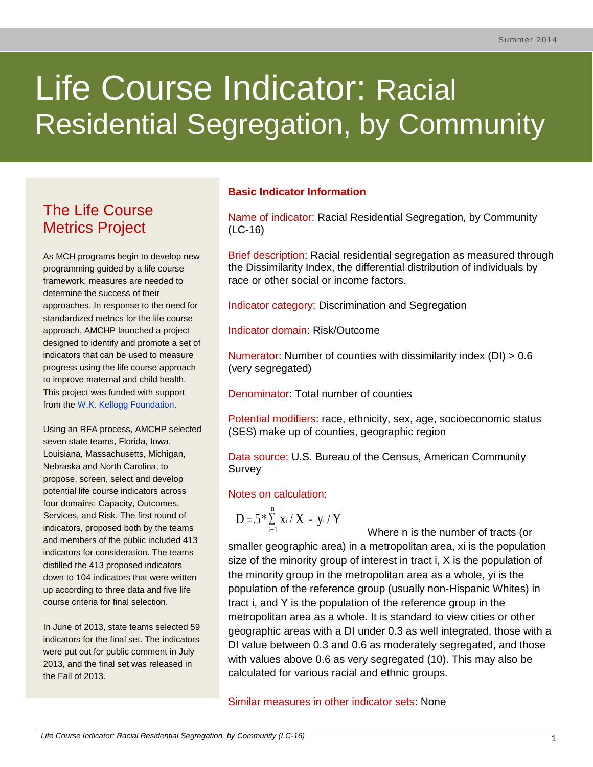# Life Course Indicator: Racial Residential Segregation, by Community

## The Life Course Metrics Project

As MCH programs begin to develop new programming guided by a life course framework, measures are needed to determine the success of their approaches. In response to the need for standardized metrics for the life course approach, AMCHP launched a project designed to identify and promote a set of indicators that can be used to measure progress using the life course approach to improve maternal and child health. This project was funded with support from the [W.K. Kellogg Foundation](#).

Using an RFA process, AMCHP selected seven state teams, Florida, Iowa, Louisiana, Massachusetts, Michigan, Nebraska and North Carolina, to propose, screen, select and develop potential life course indicators across four domains: Capacity, Outcomes, Services, and Risk. The first round of indicators, proposed both by the teams and members of the public included 413 indicators for consideration. The teams distilled the 413 proposed indicators down to 104 indicators that were written up according to three data and five life course criteria for final selection.

In June of 2013, state teams selected 59 indicators for the final set. The indicators were put out for public comment in July 2013, and the final set was released in the Fall of 2013.

## Basic Indicator Information

Name of indicator: Racial Residential Segregation, by Community (LC-16)

Brief description: Racial residential segregation as measured through the Dissimilarity Index, the differential distribution of individuals by race or other social or income factors.

Indicator category: Discrimination and Segregation

Indicator domain: Risk/Outcome

Numerator: Number of counties with dissimilarity index (DI) > 0.6 (very segregated)

Denominator: Total number of counties

Potential modifiers: race, ethnicity, sex, age, socioeconomic status (SES) make up of counties, geographic region

Data source: U.S. Bureau of the Census, American Community Survey

Notes on calculation:

$$D = .5 * \sum_{i=1}^{n} \left| x_i / X - y_i / Y \right|$$

Where n is the number of tracts (or smaller geographic area) in a metropolitan area, xi is the population size of the minority group of interest in tract i, X is the population of the minority group in the metropolitan area as a whole, yi is the population of the reference group (usually non-Hispanic Whites) in tract i, and Y is the population of the reference group in the metropolitan area as a whole. It is standard to view cities or other geographic areas with a DI under 0.3 as well integrated, those with a DI value between 0.3 and 0.6 as moderately segregated, and those with values above 0.6 as very segregated (10). This may also be calculated for various racial and ethnic groups.

Similar measures in other indicator sets: None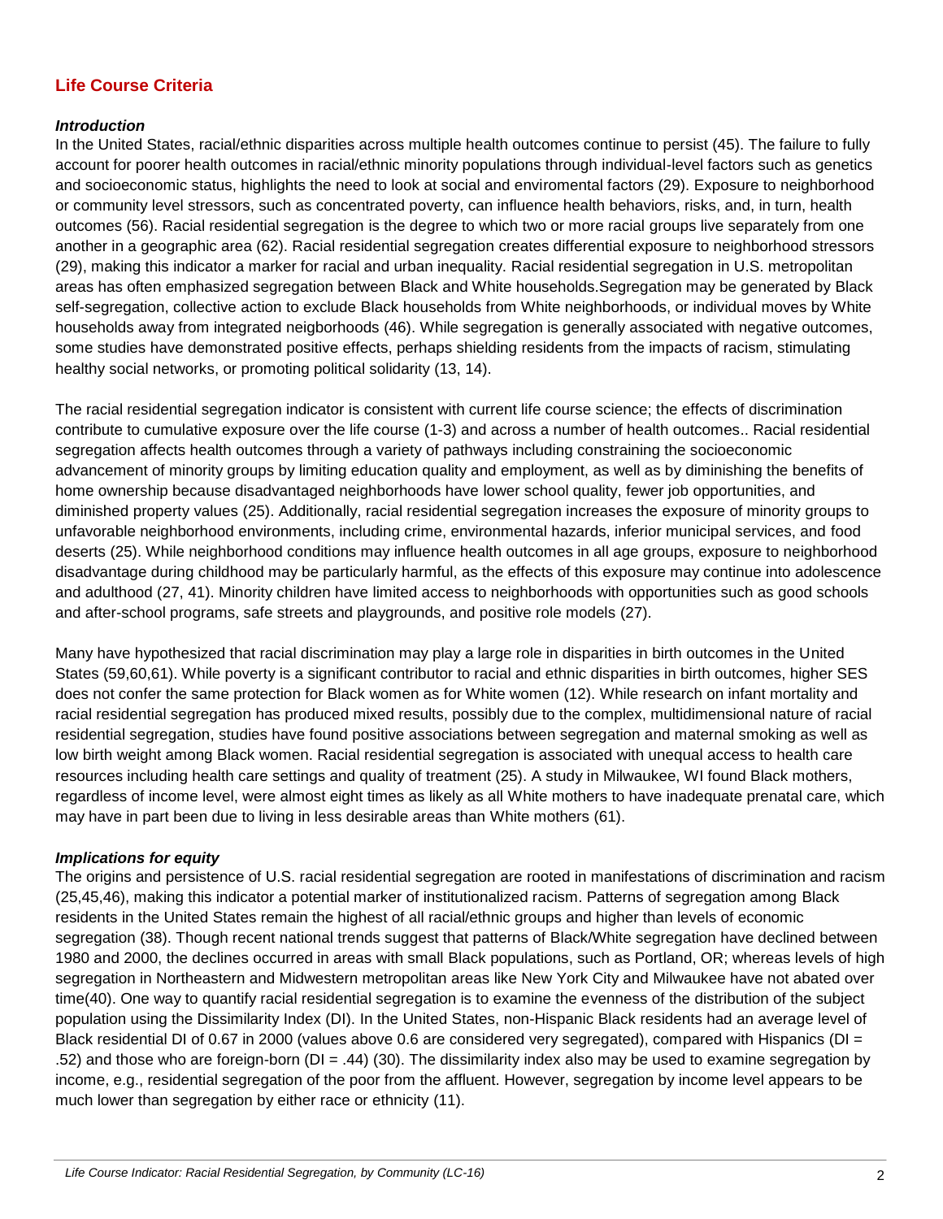## Life Course Criteria

### *Introduction*

In the United States, racial/ethnic disparities across multiple health outcomes continue to persist (45). The failure to fully account for poorer health outcomes in racial/ethnic minority populations through individual-level factors such as genetics and socioeconomic status, highlights the need to look at social and enviromental factors (29). Exposure to neighborhood or community level stressors, such as concentrated poverty, can influence health behaviors, risks, and, in turn, health outcomes (56). Racial residential segregation is the degree to which two or more racial groups live separately from one another in a geographic area (62). Racial residential segregation creates differential exposure to neighborhood stressors (29), making this indicator a marker for racial and urban inequality. Racial residential segregation in U.S. metropolitan areas has often emphasized segregation between Black and White households.Segregation may be generated by Black self-segregation, collective action to exclude Black households from White neighborhoods, or individual moves by White households away from integrated neigborhoods (46). While segregation is generally associated with negative outcomes, some studies have demonstrated positive effects, perhaps shielding residents from the impacts of racism, stimulating healthy social networks, or promoting political solidarity (13, 14).

The racial residential segregation indicator is consistent with current life course science; the effects of discrimination contribute to cumulative exposure over the life course (1-3) and across a number of health outcomes.. Racial residential segregation affects health outcomes through a variety of pathways including constraining the socioeconomic advancement of minority groups by limiting education quality and employment, as well as by diminishing the benefits of home ownership because disadvantaged neighborhoods have lower school quality, fewer job opportunities, and diminished property values (25). Additionally, racial residential segregation increases the exposure of minority groups to unfavorable neighborhood environments, including crime, environmental hazards, inferior municipal services, and food deserts (25). While neighborhood conditions may influence health outcomes in all age groups, exposure to neighborhood disadvantage during childhood may be particularly harmful, as the effects of this exposure may continue into adolescence and adulthood (27, 41). Minority children have limited access to neighborhoods with opportunities such as good schools and after-school programs, safe streets and playgrounds, and positive role models (27).

Many have hypothesized that racial discrimination may play a large role in disparities in birth outcomes in the United States (59,60,61). While poverty is a significant contributor to racial and ethnic disparities in birth outcomes, higher SES does not confer the same protection for Black women as for White women (12). While research on infant mortality and racial residential segregation has produced mixed results, possibly due to the complex, multidimensional nature of racial residential segregation, studies have found positive associations between segregation and maternal smoking as well as low birth weight among Black women. Racial residential segregation is associated with unequal access to health care resources including health care settings and quality of treatment (25). A study in Milwaukee, WI found Black mothers, regardless of income level, were almost eight times as likely as all White mothers to have inadequate prenatal care, which may have in part been due to living in less desirable areas than White mothers (61).

### *Implications for equity*

The origins and persistence of U.S. racial residential segregation are rooted in manifestations of discrimination and racism (25,45,46), making this indicator a potential marker of institutionalized racism. Patterns of segregation among Black residents in the United States remain the highest of all racial/ethnic groups and higher than levels of economic segregation (38). Though recent national trends suggest that patterns of Black/White segregation have declined between 1980 and 2000, the declines occurred in areas with small Black populations, such as Portland, OR; whereas levels of high segregation in Northeastern and Midwestern metropolitan areas like New York City and Milwaukee have not abated over time(40). One way to quantify racial residential segregation is to examine the evenness of the distribution of the subject population using the Dissimilarity Index (DI). In the United States, non-Hispanic Black residents had an average level of Black residential DI of 0.67 in 2000 (values above 0.6 are considered very segregated), compared with Hispanics (DI = .52) and those who are foreign-born (DI = .44) (30). The dissimilarity index also may be used to examine segregation by income, e.g., residential segregation of the poor from the affluent. However, segregation by income level appears to be much lower than segregation by either race or ethnicity (11).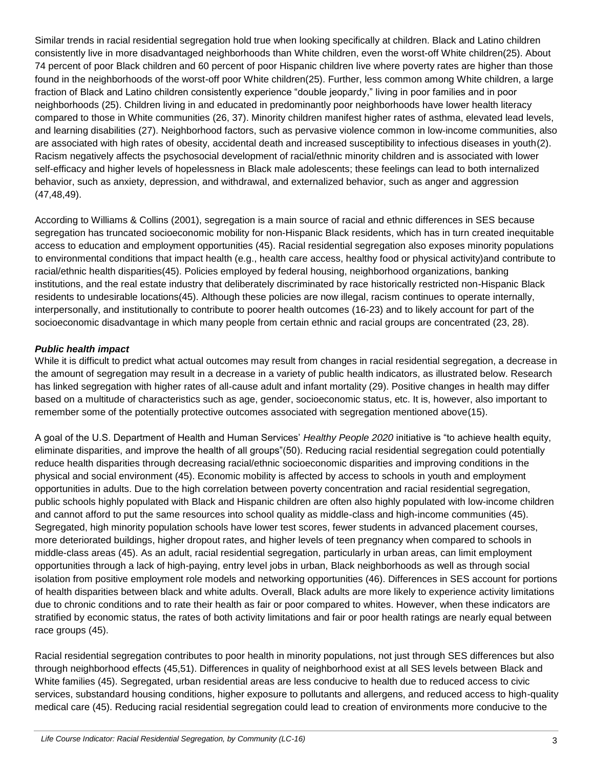Similar trends in racial residential segregation hold true when looking specifically at children. Black and Latino children consistently live in more disadvantaged neighborhoods than White children, even the worst-off White children(25). About 74 percent of poor Black children and 60 percent of poor Hispanic children live where poverty rates are higher than those found in the neighborhoods of the worst-off poor White children(25). Further, less common among White children, a large fraction of Black and Latino children consistently experience "double jeopardy," living in poor families and in poor neighborhoods (25). Children living in and educated in predominantly poor neighborhoods have lower health literacy compared to those in White communities (26, 37). Minority children manifest higher rates of asthma, elevated lead levels, and learning disabilities (27). Neighborhood factors, such as pervasive violence common in low-income communities, also are associated with high rates of obesity, accidental death and increased susceptibility to infectious diseases in youth(2). Racism negatively affects the psychosocial development of racial/ethnic minority children and is associated with lower self-efficacy and higher levels of hopelessness in Black male adolescents; these feelings can lead to both internalized behavior, such as anxiety, depression, and withdrawal, and externalized behavior, such as anger and aggression (47,48,49).

According to Williams & Collins (2001), segregation is a main source of racial and ethnic differences in SES because segregation has truncated socioeconomic mobility for non-Hispanic Black residents, which has in turn created inequitable access to education and employment opportunities (45). Racial residential segregation also exposes minority populations to environmental conditions that impact health (e.g., health care access, healthy food or physical activity)and contribute to racial/ethnic health disparities(45). Policies employed by federal housing, neighborhood organizations, banking institutions, and the real estate industry that deliberately discriminated by race historically restricted non-Hispanic Black residents to undesirable locations(45). Although these policies are now illegal, racism continues to operate internally, interpersonally, and institutionally to contribute to poorer health outcomes (16-23) and to likely account for part of the socioeconomic disadvantage in which many people from certain ethnic and racial groups are concentrated (23, 28).

### *Public health impact*

While it is difficult to predict what actual outcomes may result from changes in racial residential segregation, a decrease in the amount of segregation may result in a decrease in a variety of public health indicators, as illustrated below. Research has linked segregation with higher rates of all-cause adult and infant mortality (29). Positive changes in health may differ based on a multitude of characteristics such as age, gender, socioeconomic status, etc. It is, however, also important to remember some of the potentially protective outcomes associated with segregation mentioned above(15).

A goal of the U.S. Department of Health and Human Services' *Healthy People 2020* initiative is "to achieve health equity, eliminate disparities, and improve the health of all groups"(50). Reducing racial residential segregation could potentially reduce health disparities through decreasing racial/ethnic socioeconomic disparities and improving conditions in the physical and social environment (45). Economic mobility is affected by access to schools in youth and employment opportunities in adults. Due to the high correlation between poverty concentration and racial residential segregation, public schools highly populated with Black and Hispanic children are often also highly populated with low-income children and cannot afford to put the same resources into school quality as middle-class and high-income communities (45). Segregated, high minority population schools have lower test scores, fewer students in advanced placement courses, more deteriorated buildings, higher dropout rates, and higher levels of teen pregnancy when compared to schools in middle-class areas (45). As an adult, racial residential segregation, particularly in urban areas, can limit employment opportunities through a lack of high-paying, entry level jobs in urban, Black neighborhoods as well as through social isolation from positive employment role models and networking opportunities (46). Differences in SES account for portions of health disparities between black and white adults. Overall, Black adults are more likely to experience activity limitations due to chronic conditions and to rate their health as fair or poor compared to whites. However, when these indicators are stratified by economic status, the rates of both activity limitations and fair or poor health ratings are nearly equal between race groups (45).

Racial residential segregation contributes to poor health in minority populations, not just through SES differences but also through neighborhood effects (45,51). Differences in quality of neighborhood exist at all SES levels between Black and White families (45). Segregated, urban residential areas are less conducive to health due to reduced access to civic services, substandard housing conditions, higher exposure to pollutants and allergens, and reduced access to high-quality medical care (45). Reducing racial residential segregation could lead to creation of environments more conducive to the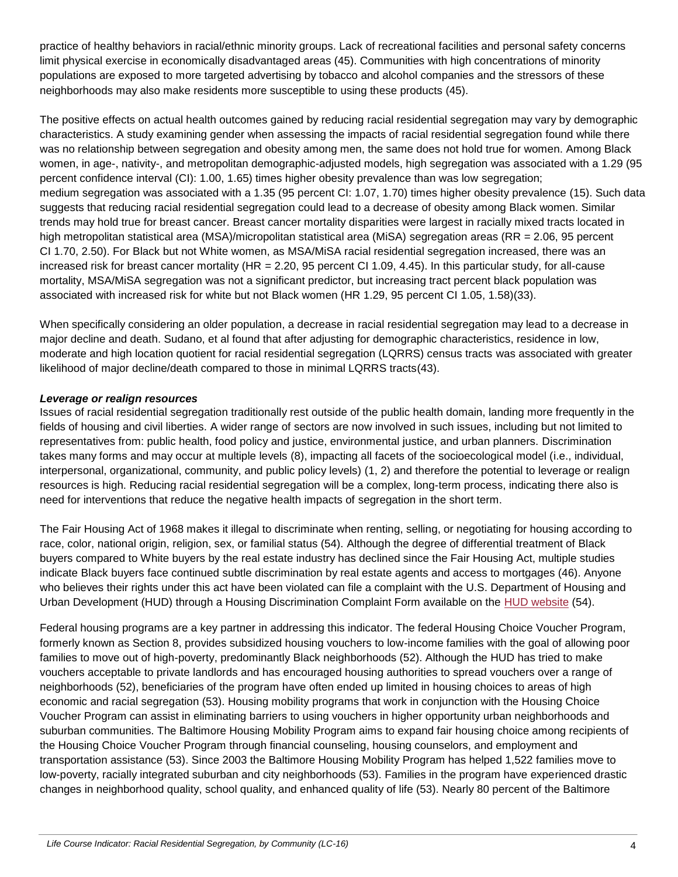practice of healthy behaviors in racial/ethnic minority groups. Lack of recreational facilities and personal safety concerns limit physical exercise in economically disadvantaged areas (45). Communities with high concentrations of minority populations are exposed to more targeted advertising by tobacco and alcohol companies and the stressors of these neighborhoods may also make residents more susceptible to using these products (45).

The positive effects on actual health outcomes gained by reducing racial residential segregation may vary by demographic characteristics. A study examining gender when assessing the impacts of racial residential segregation found while there was no relationship between segregation and obesity among men, the same does not hold true for women. Among Black women, in age-, nativity-, and metropolitan demographic-adjusted models, high segregation was associated with a 1.29 (95 percent confidence interval (CI): 1.00, 1.65) times higher obesity prevalence than was low segregation; medium segregation was associated with a 1.35 (95 percent CI: 1.07, 1.70) times higher obesity prevalence (15). Such data suggests that reducing racial residential segregation could lead to a decrease of obesity among Black women. Similar trends may hold true for breast cancer. Breast cancer mortality disparities were largest in racially mixed tracts located in high metropolitan statistical area (MSA)/micropolitan statistical area (MiSA) segregation areas (RR = 2.06, 95 percent CI 1.70, 2.50). For Black but not White women, as MSA/MiSA racial residential segregation increased, there was an increased risk for breast cancer mortality (HR = 2.20, 95 percent CI 1.09, 4.45). In this particular study, for all-cause mortality, MSA/MiSA segregation was not a significant predictor, but increasing tract percent black population was associated with increased risk for white but not Black women (HR 1.29, 95 percent CI 1.05, 1.58)(33).

When specifically considering an older population, a decrease in racial residential segregation may lead to a decrease in major decline and death. Sudano, et al found that after adjusting for demographic characteristics, residence in low, moderate and high location quotient for racial residential segregation (LQRRS) census tracts was associated with greater likelihood of major decline/death compared to those in minimal LQRRS tracts(43).

***Leverage or realign resources***

Issues of racial residential segregation traditionally rest outside of the public health domain, landing more frequently in the fields of housing and civil liberties. A wider range of sectors are now involved in such issues, including but not limited to representatives from: public health, food policy and justice, environmental justice, and urban planners. Discrimination takes many forms and may occur at multiple levels (8), impacting all facets of the socioecological model (i.e., individual, interpersonal, organizational, community, and public policy levels) (1, 2) and therefore the potential to leverage or realign resources is high. Reducing racial residential segregation will be a complex, long-term process, indicating there also is need for interventions that reduce the negative health impacts of segregation in the short term.

The Fair Housing Act of 1968 makes it illegal to discriminate when renting, selling, or negotiating for housing according to race, color, national origin, religion, sex, or familial status (54). Although the degree of differential treatment of Black buyers compared to White buyers by the real estate industry has declined since the Fair Housing Act, multiple studies indicate Black buyers face continued subtle discrimination by real estate agents and access to mortgages (46). Anyone who believes their rights under this act have been violated can file a complaint with the U.S. Department of Housing and Urban Development (HUD) through a Housing Discrimination Complaint Form available on the HUD website (54).

Federal housing programs are a key partner in addressing this indicator. The federal Housing Choice Voucher Program, formerly known as Section 8, provides subsidized housing vouchers to low-income families with the goal of allowing poor families to move out of high-poverty, predominantly Black neighborhoods (52). Although the HUD has tried to make vouchers acceptable to private landlords and has encouraged housing authorities to spread vouchers over a range of neighborhoods (52), beneficiaries of the program have often ended up limited in housing choices to areas of high economic and racial segregation (53). Housing mobility programs that work in conjunction with the Housing Choice Voucher Program can assist in eliminating barriers to using vouchers in higher opportunity urban neighborhoods and suburban communities. The Baltimore Housing Mobility Program aims to expand fair housing choice among recipients of the Housing Choice Voucher Program through financial counseling, housing counselors, and employment and transportation assistance (53). Since 2003 the Baltimore Housing Mobility Program has helped 1,522 families move to low-poverty, racially integrated suburban and city neighborhoods (53). Families in the program have experienced drastic changes in neighborhood quality, school quality, and enhanced quality of life (53). Nearly 80 percent of the Baltimore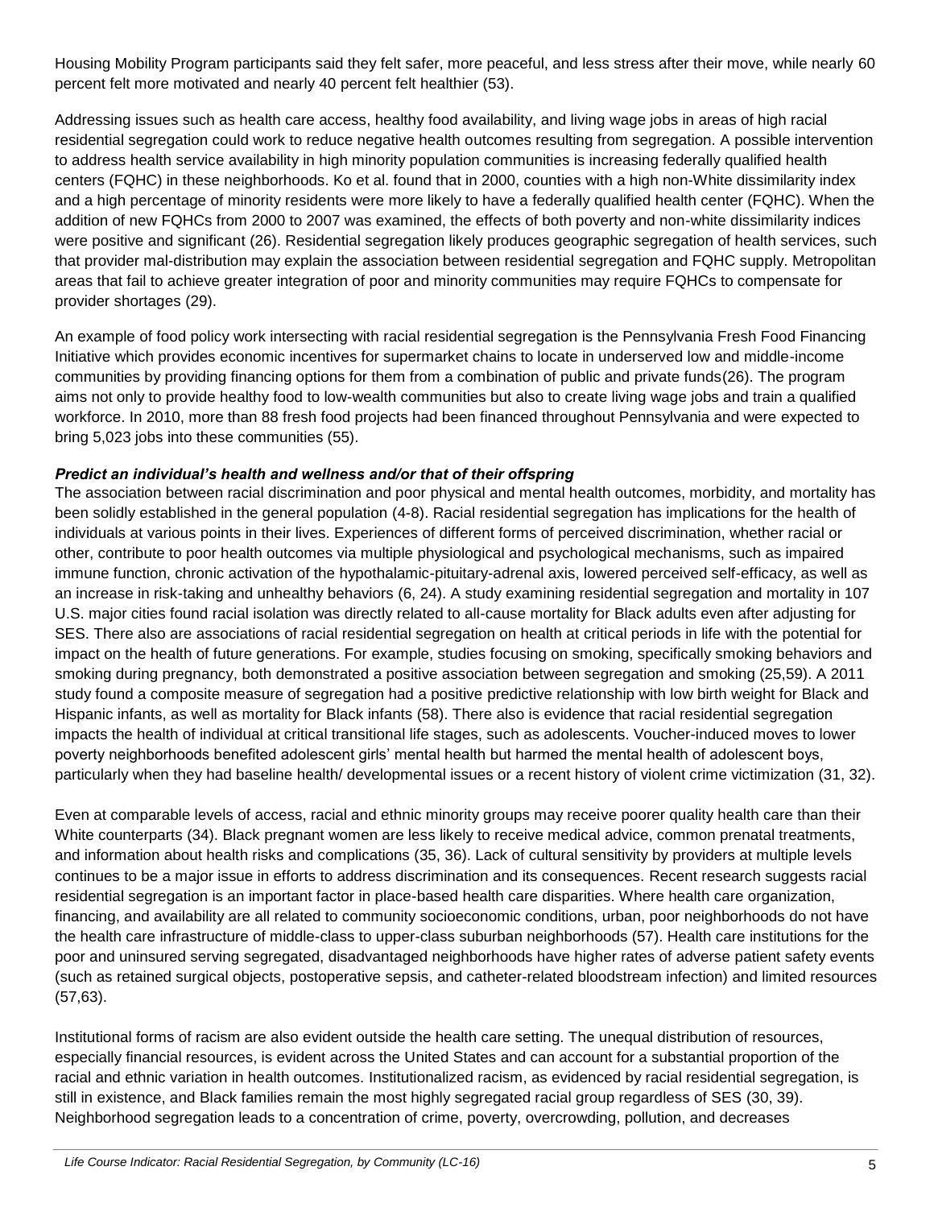Housing Mobility Program participants said they felt safer, more peaceful, and less stress after their move, while nearly 60 percent felt more motivated and nearly 40 percent felt healthier (53).

Addressing issues such as health care access, healthy food availability, and living wage jobs in areas of high racial residential segregation could work to reduce negative health outcomes resulting from segregation. A possible intervention to address health service availability in high minority population communities is increasing federally qualified health centers (FQHC) in these neighborhoods. Ko et al. found that in 2000, counties with a high non-White dissimilarity index and a high percentage of minority residents were more likely to have a federally qualified health center (FQHC). When the addition of new FQHCs from 2000 to 2007 was examined, the effects of both poverty and non-white dissimilarity indices were positive and significant (26). Residential segregation likely produces geographic segregation of health services, such that provider mal-distribution may explain the association between residential segregation and FQHC supply. Metropolitan areas that fail to achieve greater integration of poor and minority communities may require FQHCs to compensate for provider shortages (29).

An example of food policy work intersecting with racial residential segregation is the Pennsylvania Fresh Food Financing Initiative which provides economic incentives for supermarket chains to locate in underserved low and middle-income communities by providing financing options for them from a combination of public and private funds(26). The program aims not only to provide healthy food to low-wealth communities but also to create living wage jobs and train a qualified workforce. In 2010, more than 88 fresh food projects had been financed throughout Pennsylvania and were expected to bring 5,023 jobs into these communities (55).

***Predict an individual's health and wellness and/or that of their offspring***

The association between racial discrimination and poor physical and mental health outcomes, morbidity, and mortality has been solidly established in the general population (4-8). Racial residential segregation has implications for the health of individuals at various points in their lives. Experiences of different forms of perceived discrimination, whether racial or other, contribute to poor health outcomes via multiple physiological and psychological mechanisms, such as impaired immune function, chronic activation of the hypothalamic-pituitary-adrenal axis, lowered perceived self-efficacy, as well as an increase in risk-taking and unhealthy behaviors (6, 24). A study examining residential segregation and mortality in 107 U.S. major cities found racial isolation was directly related to all-cause mortality for Black adults even after adjusting for SES. There also are associations of racial residential segregation on health at critical periods in life with the potential for impact on the health of future generations. For example, studies focusing on smoking, specifically smoking behaviors and smoking during pregnancy, both demonstrated a positive association between segregation and smoking (25,59). A 2011 study found a composite measure of segregation had a positive predictive relationship with low birth weight for Black and Hispanic infants, as well as mortality for Black infants (58). There also is evidence that racial residential segregation impacts the health of individual at critical transitional life stages, such as adolescents. Voucher-induced moves to lower poverty neighborhoods benefited adolescent girls' mental health but harmed the mental health of adolescent boys, particularly when they had baseline health/ developmental issues or a recent history of violent crime victimization (31, 32).

Even at comparable levels of access, racial and ethnic minority groups may receive poorer quality health care than their White counterparts (34). Black pregnant women are less likely to receive medical advice, common prenatal treatments, and information about health risks and complications (35, 36). Lack of cultural sensitivity by providers at multiple levels continues to be a major issue in efforts to address discrimination and its consequences. Recent research suggests racial residential segregation is an important factor in place-based health care disparities. Where health care organization, financing, and availability are all related to community socioeconomic conditions, urban, poor neighborhoods do not have the health care infrastructure of middle-class to upper-class suburban neighborhoods (57). Health care institutions for the poor and uninsured serving segregated, disadvantaged neighborhoods have higher rates of adverse patient safety events (such as retained surgical objects, postoperative sepsis, and catheter-related bloodstream infection) and limited resources (57,63).

Institutional forms of racism are also evident outside the health care setting. The unequal distribution of resources, especially financial resources, is evident across the United States and can account for a substantial proportion of the racial and ethnic variation in health outcomes. Institutionalized racism, as evidenced by racial residential segregation, is still in existence, and Black families remain the most highly segregated racial group regardless of SES (30, 39). Neighborhood segregation leads to a concentration of crime, poverty, overcrowding, pollution, and decreases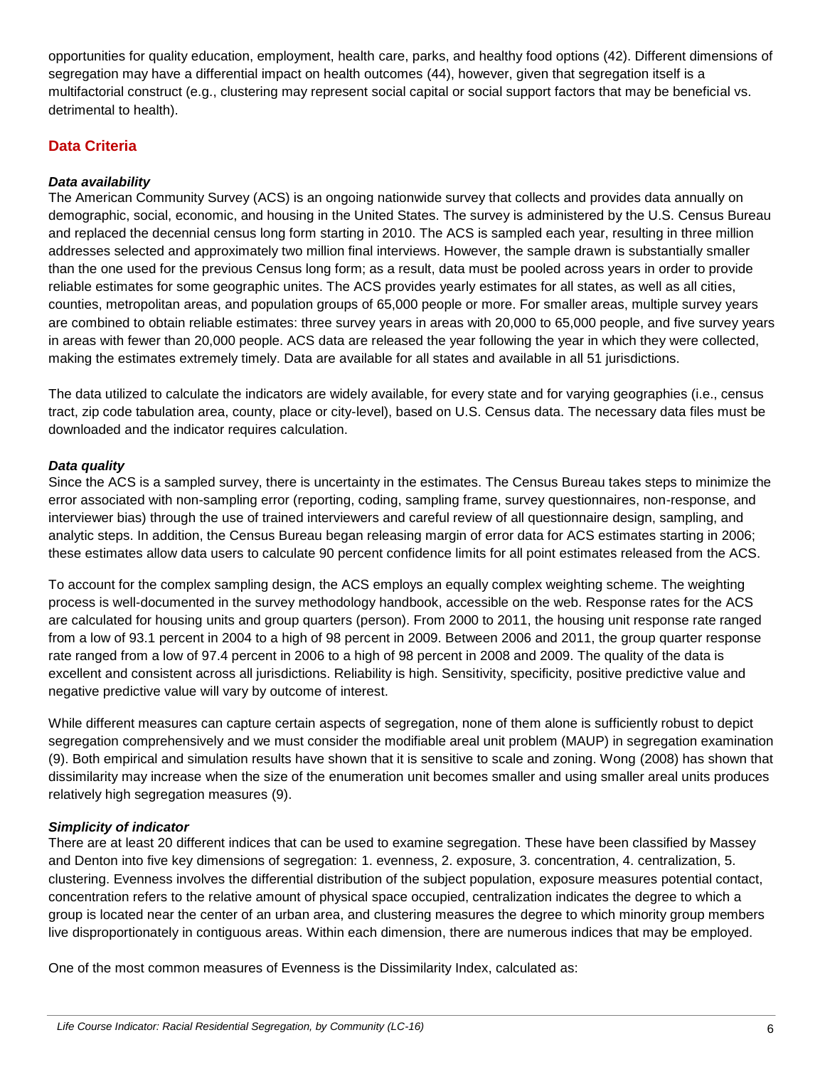opportunities for quality education, employment, health care, parks, and healthy food options (42). Different dimensions of segregation may have a differential impact on health outcomes (44), however, given that segregation itself is a multifactorial construct (e.g., clustering may represent social capital or social support factors that may be beneficial vs. detrimental to health).

## Data Criteria

### *Data availability*

The American Community Survey (ACS) is an ongoing nationwide survey that collects and provides data annually on demographic, social, economic, and housing in the United States. The survey is administered by the U.S. Census Bureau and replaced the decennial census long form starting in 2010. The ACS is sampled each year, resulting in three million addresses selected and approximately two million final interviews. However, the sample drawn is substantially smaller than the one used for the previous Census long form; as a result, data must be pooled across years in order to provide reliable estimates for some geographic unites. The ACS provides yearly estimates for all states, as well as all cities, counties, metropolitan areas, and population groups of 65,000 people or more. For smaller areas, multiple survey years are combined to obtain reliable estimates: three survey years in areas with 20,000 to 65,000 people, and five survey years in areas with fewer than 20,000 people. ACS data are released the year following the year in which they were collected, making the estimates extremely timely. Data are available for all states and available in all 51 jurisdictions.

The data utilized to calculate the indicators are widely available, for every state and for varying geographies (i.e., census tract, zip code tabulation area, county, place or city-level), based on U.S. Census data. The necessary data files must be downloaded and the indicator requires calculation.

### *Data quality*

Since the ACS is a sampled survey, there is uncertainty in the estimates. The Census Bureau takes steps to minimize the error associated with non-sampling error (reporting, coding, sampling frame, survey questionnaires, non-response, and interviewer bias) through the use of trained interviewers and careful review of all questionnaire design, sampling, and analytic steps. In addition, the Census Bureau began releasing margin of error data for ACS estimates starting in 2006; these estimates allow data users to calculate 90 percent confidence limits for all point estimates released from the ACS.

To account for the complex sampling design, the ACS employs an equally complex weighting scheme. The weighting process is well-documented in the survey methodology handbook, accessible on the web. Response rates for the ACS are calculated for housing units and group quarters (person). From 2000 to 2011, the housing unit response rate ranged from a low of 93.1 percent in 2004 to a high of 98 percent in 2009. Between 2006 and 2011, the group quarter response rate ranged from a low of 97.4 percent in 2006 to a high of 98 percent in 2008 and 2009. The quality of the data is excellent and consistent across all jurisdictions. Reliability is high. Sensitivity, specificity, positive predictive value and negative predictive value will vary by outcome of interest.

While different measures can capture certain aspects of segregation, none of them alone is sufficiently robust to depict segregation comprehensively and we must consider the modifiable areal unit problem (MAUP) in segregation examination (9). Both empirical and simulation results have shown that it is sensitive to scale and zoning. Wong (2008) has shown that dissimilarity may increase when the size of the enumeration unit becomes smaller and using smaller areal units produces relatively high segregation measures (9).

### *Simplicity of indicator*

There are at least 20 different indices that can be used to examine segregation. These have been classified by Massey and Denton into five key dimensions of segregation: 1. evenness, 2. exposure, 3. concentration, 4. centralization, 5. clustering. Evenness involves the differential distribution of the subject population, exposure measures potential contact, concentration refers to the relative amount of physical space occupied, centralization indicates the degree to which a group is located near the center of an urban area, and clustering measures the degree to which minority group members live disproportionately in contiguous areas. Within each dimension, there are numerous indices that may be employed.

One of the most common measures of Evenness is the Dissimilarity Index, calculated as: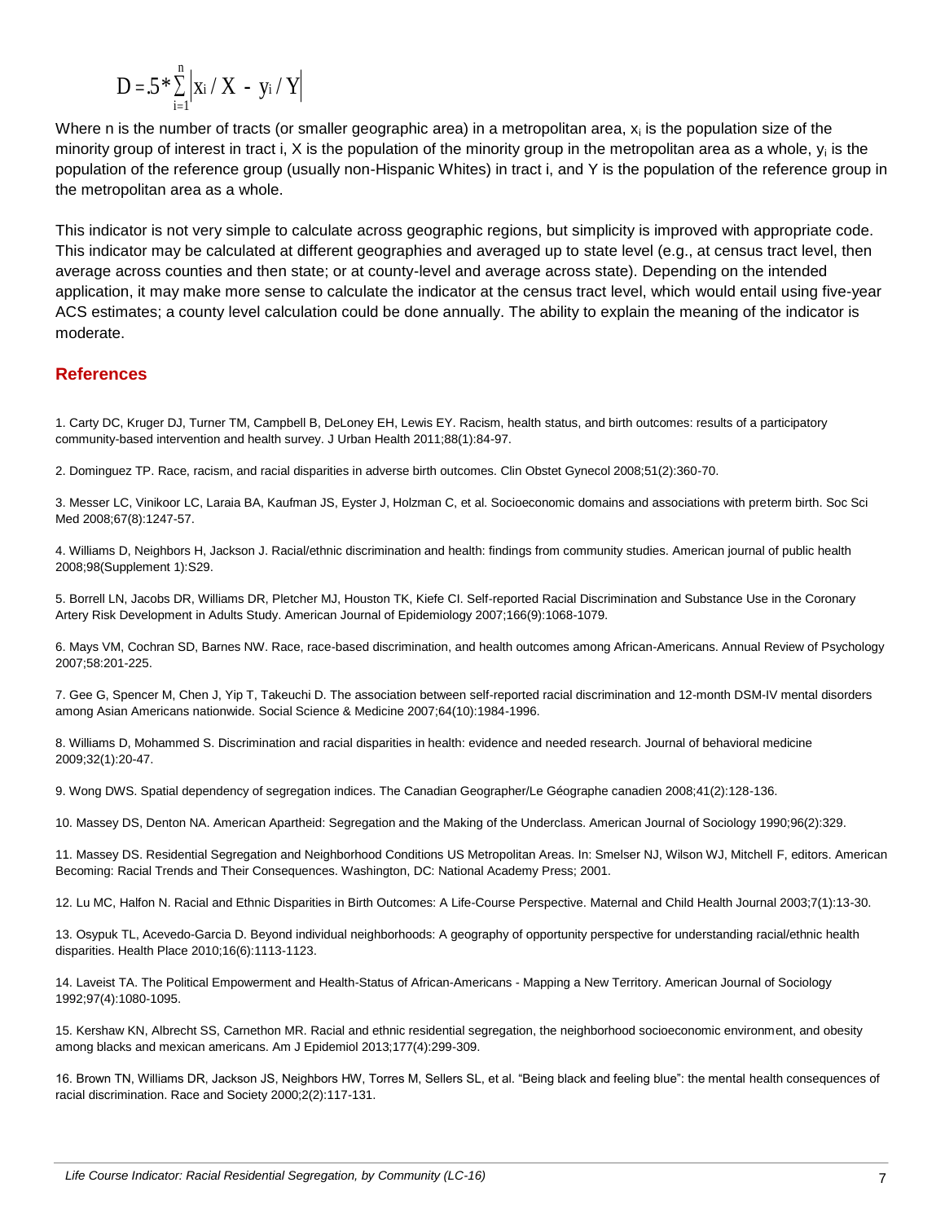$$D = .5 * \sum_{i=1}^{n} \left| x_i / X - y_i / Y \right|$$

Where n is the number of tracts (or smaller geographic area) in a metropolitan area, $x_i$ is the population size of the minority group of interest in tract i, X is the population of the minority group in the metropolitan area as a whole, $y_i$ is the population of the reference group (usually non-Hispanic Whites) in tract i, and Y is the population of the reference group in the metropolitan area as a whole.

This indicator is not very simple to calculate across geographic regions, but simplicity is improved with appropriate code. This indicator may be calculated at different geographies and averaged up to state level (e.g., at census tract level, then average across counties and then state; or at county-level and average across state). Depending on the intended application, it may make more sense to calculate the indicator at the census tract level, which would entail using five-year ACS estimates; a county level calculation could be done annually. The ability to explain the meaning of the indicator is moderate.

## References

1. Carty DC, Kruger DJ, Turner TM, Campbell B, DeLoney EH, Lewis EY. Racism, health status, and birth outcomes: results of a participatory community-based intervention and health survey. J Urban Health 2011;88(1):84-97.

2. Dominguez TP. Race, racism, and racial disparities in adverse birth outcomes. Clin Obstet Gynecol 2008;51(2):360-70.

3. Messer LC, Vinikoor LC, Laraia BA, Kaufman JS, Eyster J, Holzman C, et al. Socioeconomic domains and associations with preterm birth. Soc Sci Med 2008;67(8):1247-57.

4. Williams D, Neighbors H, Jackson J. Racial/ethnic discrimination and health: findings from community studies. American journal of public health 2008;98(Supplement 1):S29.

5. Borrell LN, Jacobs DR, Williams DR, Pletcher MJ, Houston TK, Kiefe CI. Self-reported Racial Discrimination and Substance Use in the Coronary Artery Risk Development in Adults Study. American Journal of Epidemiology 2007;166(9):1068-1079.

6. Mays VM, Cochran SD, Barnes NW. Race, race-based discrimination, and health outcomes among African-Americans. Annual Review of Psychology 2007;58:201-225.

7. Gee G, Spencer M, Chen J, Yip T, Takeuchi D. The association between self-reported racial discrimination and 12-month DSM-IV mental disorders among Asian Americans nationwide. Social Science & Medicine 2007;64(10):1984-1996.

8. Williams D, Mohammed S. Discrimination and racial disparities in health: evidence and needed research. Journal of behavioral medicine 2009;32(1):20-47.

9. Wong DWS. Spatial dependency of segregation indices. The Canadian Geographer/Le Géographe canadien 2008;41(2):128-136.

10. Massey DS, Denton NA. American Apartheid: Segregation and the Making of the Underclass. American Journal of Sociology 1990;96(2):329.

11. Massey DS. Residential Segregation and Neighborhood Conditions US Metropolitan Areas. In: Smelser NJ, Wilson WJ, Mitchell F, editors. American Becoming: Racial Trends and Their Consequences. Washington, DC: National Academy Press; 2001.

12. Lu MC, Halfon N. Racial and Ethnic Disparities in Birth Outcomes: A Life-Course Perspective. Maternal and Child Health Journal 2003;7(1):13-30.

13. Osypuk TL, Acevedo-Garcia D. Beyond individual neighborhoods: A geography of opportunity perspective for understanding racial/ethnic health disparities. Health Place 2010;16(6):1113-1123.

14. Laveist TA. The Political Empowerment and Health-Status of African-Americans - Mapping a New Territory. American Journal of Sociology 1992;97(4):1080-1095.

15. Kershaw KN, Albrecht SS, Carnethon MR. Racial and ethnic residential segregation, the neighborhood socioeconomic environment, and obesity among blacks and mexican americans. Am J Epidemiol 2013;177(4):299-309.

16. Brown TN, Williams DR, Jackson JS, Neighbors HW, Torres M, Sellers SL, et al. "Being black and feeling blue": the mental health consequences of racial discrimination. Race and Society 2000;2(2):117-131.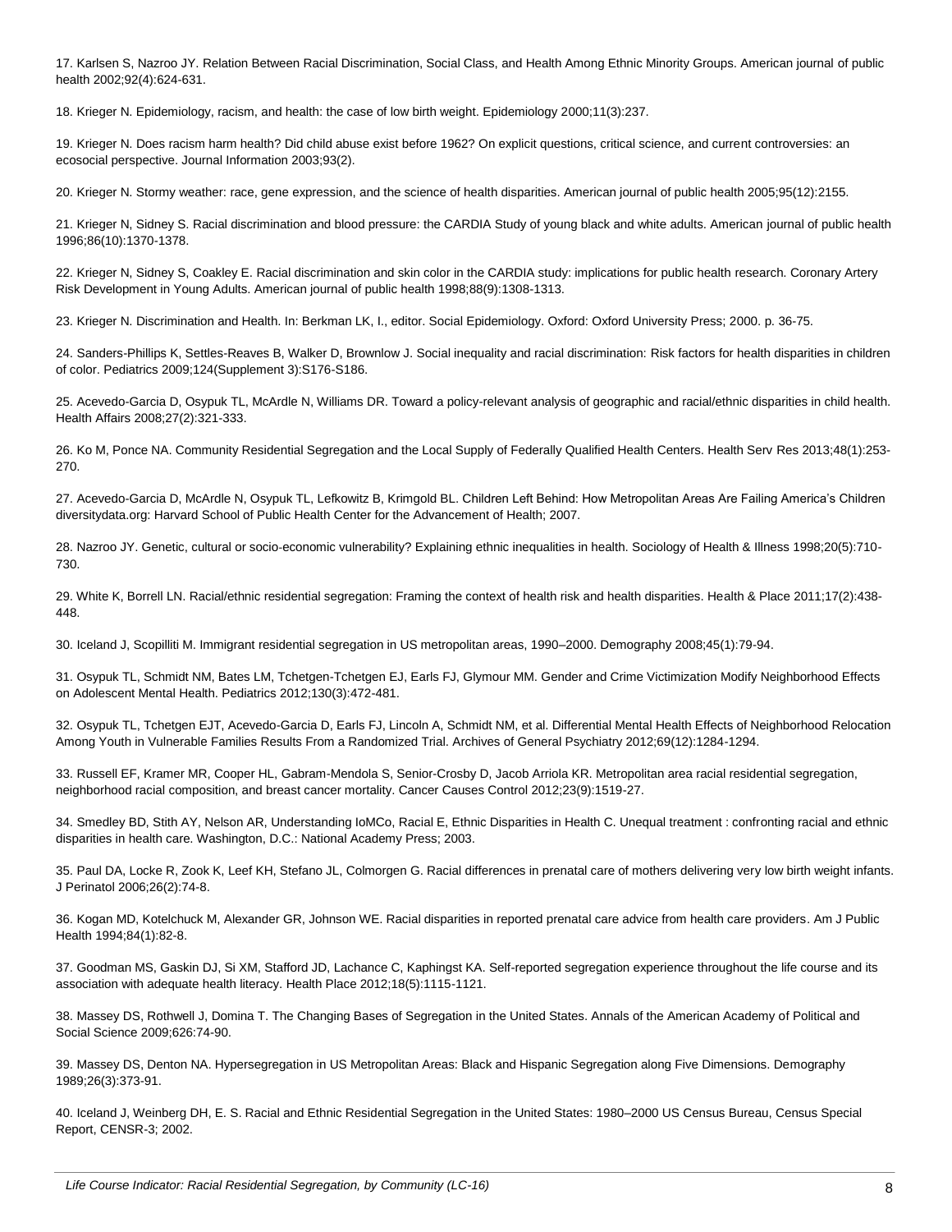17. Karlsen S, Nazroo JY. Relation Between Racial Discrimination, Social Class, and Health Among Ethnic Minority Groups. American journal of public health 2002;92(4):624-631.

18. Krieger N. Epidemiology, racism, and health: the case of low birth weight. Epidemiology 2000;11(3):237.

19. Krieger N. Does racism harm health? Did child abuse exist before 1962? On explicit questions, critical science, and current controversies: an ecosocial perspective. Journal Information 2003;93(2).

20. Krieger N. Stormy weather: race, gene expression, and the science of health disparities. American journal of public health 2005;95(12):2155.

21. Krieger N, Sidney S. Racial discrimination and blood pressure: the CARDIA Study of young black and white adults. American journal of public health 1996;86(10):1370-1378.

22. Krieger N, Sidney S, Coakley E. Racial discrimination and skin color in the CARDIA study: implications for public health research. Coronary Artery Risk Development in Young Adults. American journal of public health 1998;88(9):1308-1313.

23. Krieger N. Discrimination and Health. In: Berkman LK, I., editor. Social Epidemiology. Oxford: Oxford University Press; 2000. p. 36-75.

24. Sanders-Phillips K, Settles-Reaves B, Walker D, Brownlow J. Social inequality and racial discrimination: Risk factors for health disparities in children of color. Pediatrics 2009;124(Supplement 3):S176-S186.

25. Acevedo-Garcia D, Osypuk TL, McArdle N, Williams DR. Toward a policy-relevant analysis of geographic and racial/ethnic disparities in child health. Health Affairs 2008;27(2):321-333.

26. Ko M, Ponce NA. Community Residential Segregation and the Local Supply of Federally Qualified Health Centers. Health Serv Res 2013;48(1):253-270.

27. Acevedo-Garcia D, McArdle N, Osypuk TL, Lefkowitz B, Krimgold BL. Children Left Behind: How Metropolitan Areas Are Failing America's Children diversitydata.org: Harvard School of Public Health Center for the Advancement of Health; 2007.

28. Nazroo JY. Genetic, cultural or socio-economic vulnerability? Explaining ethnic inequalities in health. Sociology of Health & Illness 1998;20(5):710-730.

29. White K, Borrell LN. Racial/ethnic residential segregation: Framing the context of health risk and health disparities. Health & Place 2011;17(2):438-448.

30. Iceland J, Scopilliti M. Immigrant residential segregation in US metropolitan areas, 1990–2000. Demography 2008;45(1):79-94.

31. Osypuk TL, Schmidt NM, Bates LM, Tchetgen-Tchetgen EJ, Earls FJ, Glymour MM. Gender and Crime Victimization Modify Neighborhood Effects on Adolescent Mental Health. Pediatrics 2012;130(3):472-481.

32. Osypuk TL, Tchetgen EJT, Acevedo-Garcia D, Earls FJ, Lincoln A, Schmidt NM, et al. Differential Mental Health Effects of Neighborhood Relocation Among Youth in Vulnerable Families Results From a Randomized Trial. Archives of General Psychiatry 2012;69(12):1284-1294.

33. Russell EF, Kramer MR, Cooper HL, Gabram-Mendola S, Senior-Crosby D, Jacob Arriola KR. Metropolitan area racial residential segregation, neighborhood racial composition, and breast cancer mortality. Cancer Causes Control 2012;23(9):1519-27.

34. Smedley BD, Stith AY, Nelson AR, Understanding IoMCo, Racial E, Ethnic Disparities in Health C. Unequal treatment : confronting racial and ethnic disparities in health care. Washington, D.C.: National Academy Press; 2003.

35. Paul DA, Locke R, Zook K, Leef KH, Stefano JL, Colmorgen G. Racial differences in prenatal care of mothers delivering very low birth weight infants. J Perinatol 2006;26(2):74-8.

36. Kogan MD, Kotelchuck M, Alexander GR, Johnson WE. Racial disparities in reported prenatal care advice from health care providers. Am J Public Health 1994;84(1):82-8.

37. Goodman MS, Gaskin DJ, Si XM, Stafford JD, Lachance C, Kaphingst KA. Self-reported segregation experience throughout the life course and its association with adequate health literacy. Health Place 2012;18(5):1115-1121.

38. Massey DS, Rothwell J, Domina T. The Changing Bases of Segregation in the United States. Annals of the American Academy of Political and Social Science 2009;626:74-90.

39. Massey DS, Denton NA. Hypersegregation in US Metropolitan Areas: Black and Hispanic Segregation along Five Dimensions. Demography 1989;26(3):373-91.

40. Iceland J, Weinberg DH, E. S. Racial and Ethnic Residential Segregation in the United States: 1980–2000 US Census Bureau, Census Special Report, CENSR-3; 2002.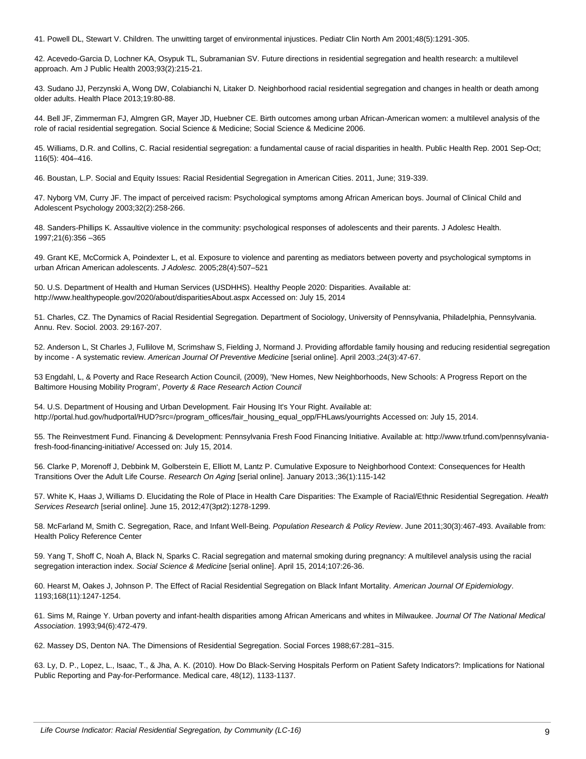41. Powell DL, Stewart V. Children. The unwitting target of environmental injustices. Pediatr Clin North Am 2001;48(5):1291-305.

42. Acevedo-Garcia D, Lochner KA, Osypuk TL, Subramanian SV. Future directions in residential segregation and health research: a multilevel approach. Am J Public Health 2003;93(2):215-21.

43. Sudano JJ, Perzynski A, Wong DW, Colabianchi N, Litaker D. Neighborhood racial residential segregation and changes in health or death among older adults. Health Place 2013;19:80-88.

44. Bell JF, Zimmerman FJ, Almgren GR, Mayer JD, Huebner CE. Birth outcomes among urban African-American women: a multilevel analysis of the role of racial residential segregation. Social Science & Medicine; Social Science & Medicine 2006.

45. Williams, D.R. and Collins, C. Racial residential segregation: a fundamental cause of racial disparities in health. Public Health Rep. 2001 Sep-Oct; 116(5): 404–416.

46. Boustan, L.P. Social and Equity Issues: Racial Residential Segregation in American Cities. 2011, June; 319-339.

47. Nyborg VM, Curry JF. The impact of perceived racism: Psychological symptoms among African American boys. Journal of Clinical Child and Adolescent Psychology 2003;32(2):258-266.

48. Sanders-Phillips K. Assaultive violence in the community: psychological responses of adolescents and their parents. J Adolesc Health. 1997;21(6):356 –365

49. Grant KE, McCormick A, Poindexter L, et al. Exposure to violence and parenting as mediators between poverty and psychological symptoms in urban African American adolescents. *J Adolesc.* 2005;28(4):507–521

50. U.S. Department of Health and Human Services (USDHHS). Healthy People 2020: Disparities. Available at: http://www.healthypeople.gov/2020/about/disparitiesAbout.aspx Accessed on: July 15, 2014

51. Charles, CZ. The Dynamics of Racial Residential Segregation. Department of Sociology, University of Pennsylvania, Philadelphia, Pennsylvania. Annu. Rev. Sociol. 2003. 29:167-207.

52. Anderson L, St Charles J, Fullilove M, Scrimshaw S, Fielding J, Normand J. Providing affordable family housing and reducing residential segregation by income - A systematic review. *American Journal Of Preventive Medicine* [serial online]. April 2003.;24(3):47-67.

53 Engdahl, L, & Poverty and Race Research Action Council, (2009), 'New Homes, New Neighborhoods, New Schools: A Progress Report on the Baltimore Housing Mobility Program', *Poverty & Race Research Action Council*

54. U.S. Department of Housing and Urban Development. Fair Housing It's Your Right. Available at: http://portal.hud.gov/hudportal/HUD?src=/program_offices/fair_housing_equal_opp/FHLaws/yourrights Accessed on: July 15, 2014.

55. The Reinvestment Fund. Financing & Development: Pennsylvania Fresh Food Financing Initiative. Available at: http://www.trfund.com/pennsylvania-fresh-food-financing-initiative/ Accessed on: July 15, 2014.

56. Clarke P, Morenoff J, Debbink M, Golberstein E, Elliott M, Lantz P. Cumulative Exposure to Neighborhood Context: Consequences for Health Transitions Over the Adult Life Course. *Research On Aging* [serial online]. January 2013.;36(1):115-142

57. White K, Haas J, Williams D. Elucidating the Role of Place in Health Care Disparities: The Example of Racial/Ethnic Residential Segregation. *Health Services Research* [serial online]. June 15, 2012;47(3pt2):1278-1299.

58. McFarland M, Smith C. Segregation, Race, and Infant Well-Being. *Population Research & Policy Review*. June 2011;30(3):467-493. Available from: Health Policy Reference Center

59. Yang T, Shoff C, Noah A, Black N, Sparks C. Racial segregation and maternal smoking during pregnancy: A multilevel analysis using the racial segregation interaction index. *Social Science & Medicine* [serial online]. April 15, 2014;107:26-36.

60. Hearst M, Oakes J, Johnson P. The Effect of Racial Residential Segregation on Black Infant Mortality. *American Journal Of Epidemiology*. 1193;168(11):1247-1254.

61. Sims M, Rainge Y. Urban poverty and infant-health disparities among African Americans and whites in Milwaukee. *Journal Of The National Medical Association*. 1993;94(6):472-479.

62. Massey DS, Denton NA. The Dimensions of Residential Segregation. Social Forces 1988;67:281–315.

63. Ly, D. P., Lopez, L., Isaac, T., & Jha, A. K. (2010). How Do Black-Serving Hospitals Perform on Patient Safety Indicators?: Implications for National Public Reporting and Pay-for-Performance. Medical care, 48(12), 1133-1137.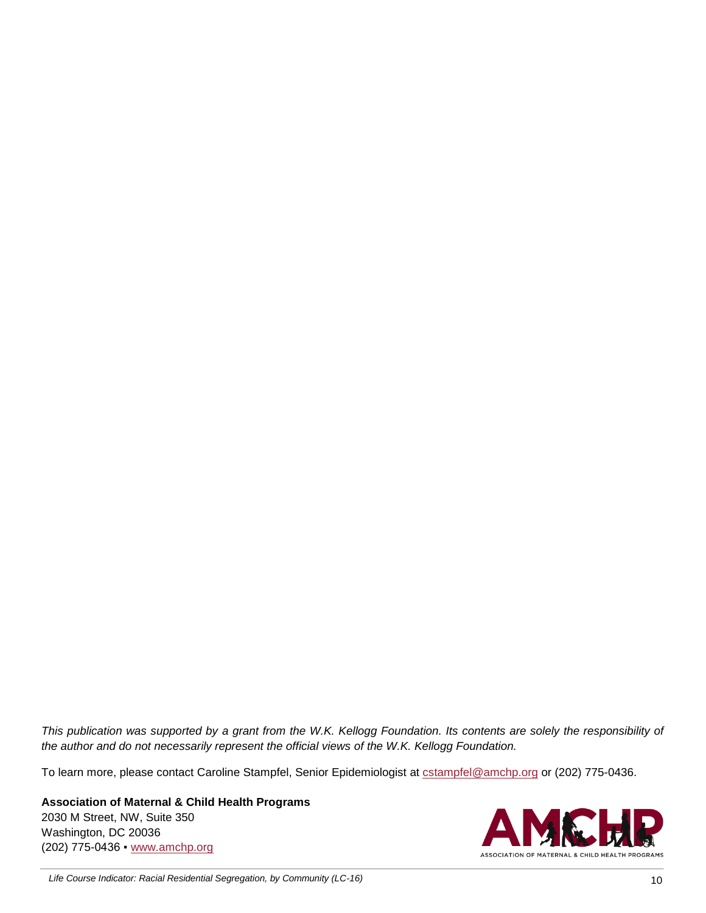*This publication was supported by a grant from the W.K. Kellogg Foundation. Its contents are solely the responsibility of the author and do not necessarily represent the official views of the W.K. Kellogg Foundation.*

To learn more, please contact Caroline Stampfel, Senior Epidemiologist at cstampfel@amchp.org or (202) 775-0436.

**Association of Maternal & Child Health Programs**
2030 M Street, NW, Suite 350
Washington, DC 20036
(202) 775-0436 ▪ www.amchp.org